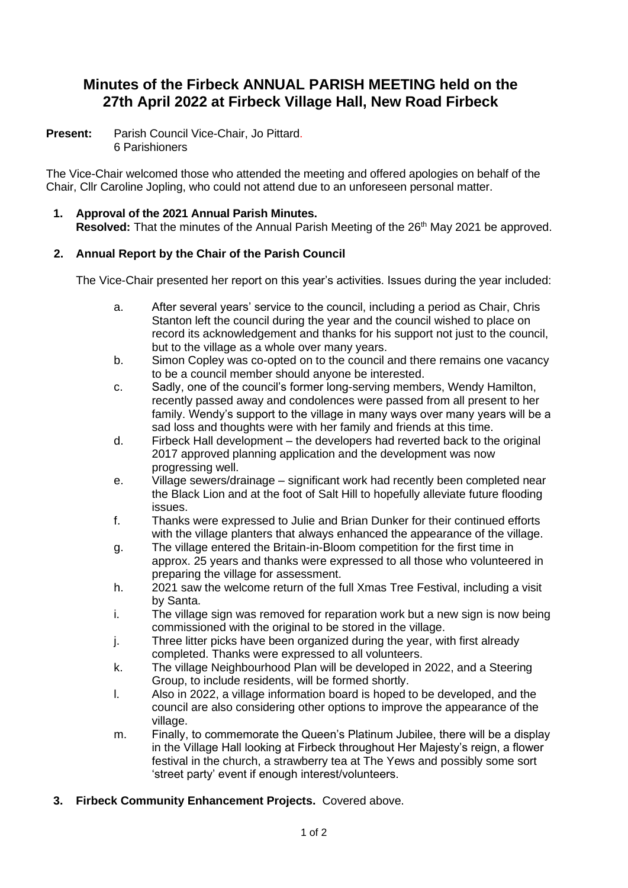# Minutes of the Firbeck ANNUAL PARISH MEETING held on the 27th April 2022 at Firbeck Village Hall, New Road Firbeck

**Present:** Parish Council Vice-Chair, Jo Pittard.
6 Parishioners

The Vice-Chair welcomed those who attended the meeting and offered apologies on behalf of the Chair, Cllr Caroline Jopling, who could not attend due to an unforeseen personal matter.

1. **Approval of the 2021 Annual Parish Minutes.**
   **Resolved:** That the minutes of the Annual Parish Meeting of the 26th May 2021 be approved.

2. **Annual Report by the Chair of the Parish Council**

   The Vice-Chair presented her report on this year's activities. Issues during the year included:

   a. After several years' service to the council, including a period as Chair, Chris Stanton left the council during the year and the council wished to place on record its acknowledgement and thanks for his support not just to the council, but to the village as a whole over many years.
   b. Simon Copley was co-opted on to the council and there remains one vacancy to be a council member should anyone be interested.
   c. Sadly, one of the council's former long-serving members, Wendy Hamilton, recently passed away and condolences were passed from all present to her family. Wendy's support to the village in many ways over many years will be a sad loss and thoughts were with her family and friends at this time.
   d. Firbeck Hall development – the developers had reverted back to the original 2017 approved planning application and the development was now progressing well.
   e. Village sewers/drainage – significant work had recently been completed near the Black Lion and at the foot of Salt Hill to hopefully alleviate future flooding issues.
   f. Thanks were expressed to Julie and Brian Dunker for their continued efforts with the village planters that always enhanced the appearance of the village.
   g. The village entered the Britain-in-Bloom competition for the first time in approx. 25 years and thanks were expressed to all those who volunteered in preparing the village for assessment.
   h. 2021 saw the welcome return of the full Xmas Tree Festival, including a visit by Santa.
   i. The village sign was removed for reparation work but a new sign is now being commissioned with the original to be stored in the village.
   j. Three litter picks have been organized during the year, with first already completed. Thanks were expressed to all volunteers.
   k. The village Neighbourhood Plan will be developed in 2022, and a Steering Group, to include residents, will be formed shortly.
   l. Also in 2022, a village information board is hoped to be developed, and the council are also considering other options to improve the appearance of the village.
   m. Finally, to commemorate the Queen's Platinum Jubilee, there will be a display in the Village Hall looking at Firbeck throughout Her Majesty's reign, a flower festival in the church, a strawberry tea at The Yews and possibly some sort 'street party' event if enough interest/volunteers.

3. **Firbeck Community Enhancement Projects.** Covered above.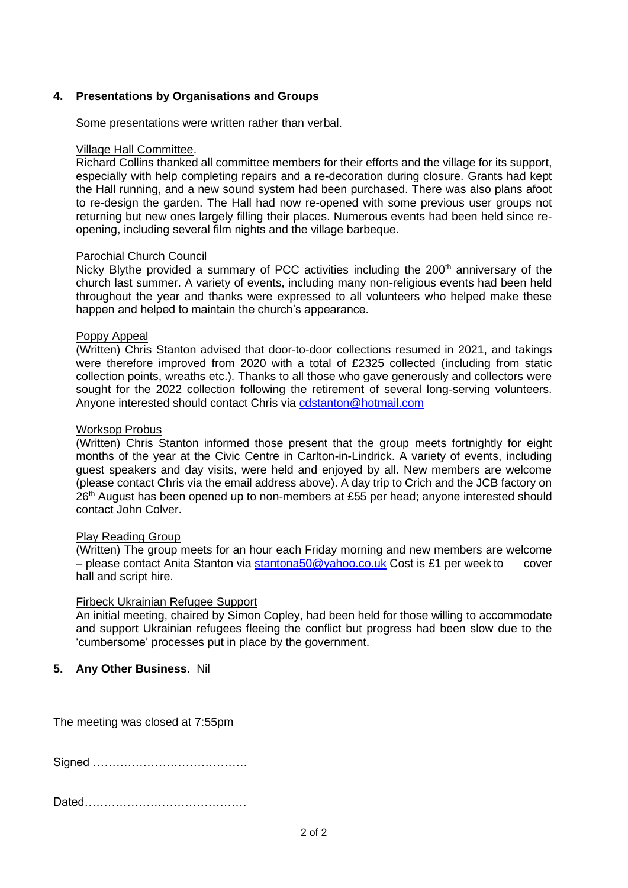## 4. Presentations by Organisations and Groups

Some presentations were written rather than verbal.

Village Hall Committee.

Richard Collins thanked all committee members for their efforts and the village for its support, especially with help completing repairs and a re-decoration during closure. Grants had kept the Hall running, and a new sound system had been purchased. There was also plans afoot to re-design the garden. The Hall had now re-opened with some previous user groups not returning but new ones largely filling their places. Numerous events had been held since re-opening, including several film nights and the village barbeque.

Parochial Church Council

Nicky Blythe provided a summary of PCC activities including the 200th anniversary of the church last summer. A variety of events, including many non-religious events had been held throughout the year and thanks were expressed to all volunteers who helped make these happen and helped to maintain the church's appearance.

Poppy Appeal

(Written) Chris Stanton advised that door-to-door collections resumed in 2021, and takings were therefore improved from 2020 with a total of £2325 collected (including from static collection points, wreaths etc.). Thanks to all those who gave generously and collectors were sought for the 2022 collection following the retirement of several long-serving volunteers. Anyone interested should contact Chris via cdstanton@hotmail.com

Worksop Probus

(Written) Chris Stanton informed those present that the group meets fortnightly for eight months of the year at the Civic Centre in Carlton-in-Lindrick. A variety of events, including guest speakers and day visits, were held and enjoyed by all. New members are welcome (please contact Chris via the email address above). A day trip to Crich and the JCB factory on 26th August has been opened up to non-members at £55 per head; anyone interested should contact John Colver.

Play Reading Group

(Written) The group meets for an hour each Friday morning and new members are welcome – please contact Anita Stanton via stantona50@yahoo.co.uk Cost is £1 per week to cover hall and script hire.

Firbeck Ukrainian Refugee Support

An initial meeting, chaired by Simon Copley, had been held for those willing to accommodate and support Ukrainian refugees fleeing the conflict but progress had been slow due to the 'cumbersome' processes put in place by the government.

## 5. Any Other Business. Nil

The meeting was closed at 7:55pm

Signed ………………………………….

Dated……………………………………